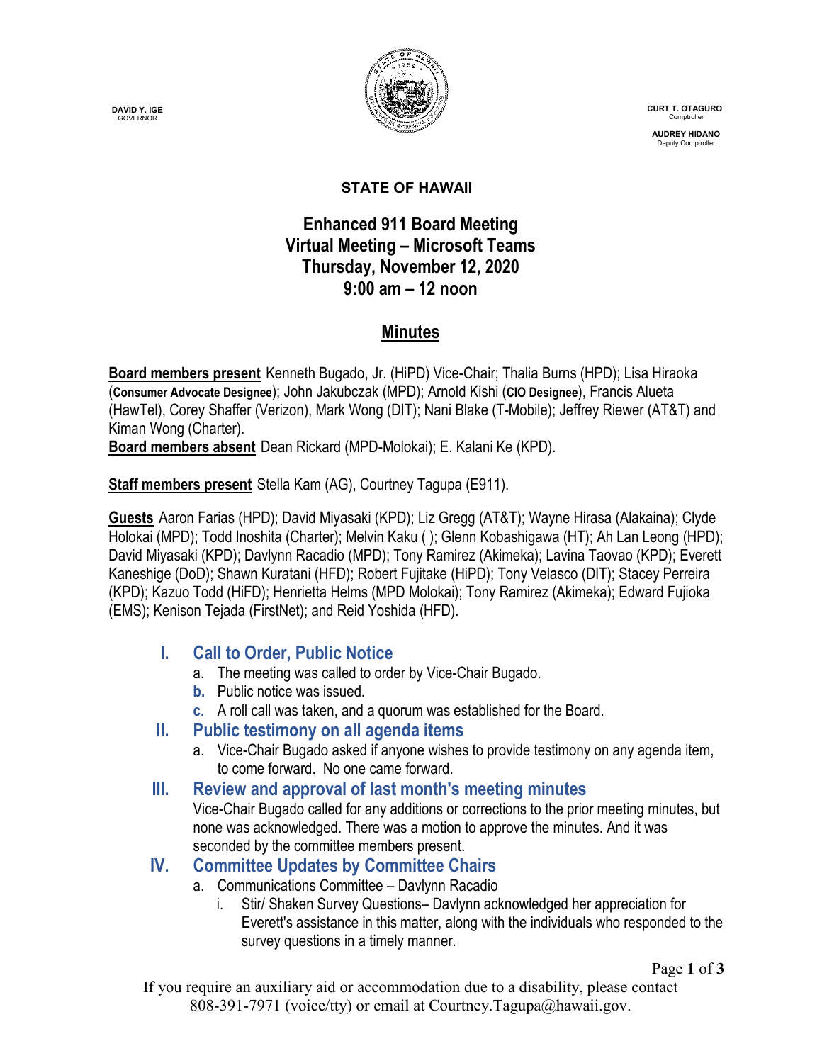**DAVID Y. IGE**
GOVERNOR

**CURT T. OTAGURO**
Comptroller

**AUDREY HIDANO**
Deputy Comptroller

**STATE OF HAWAII**

# Enhanced 911 Board Meeting
# Virtual Meeting – Microsoft Teams
# Thursday, November 12, 2020
# 9:00 am – 12 noon

## Minutes

**Board members present** Kenneth Bugado, Jr. (HiPD) Vice-Chair; Thalia Burns (HPD); Lisa Hiraoka (**Consumer Advocate Designee**); John Jakubczak (MPD); Arnold Kishi (**CIO Designee**), Francis Alueta (HawTel), Corey Shaffer (Verizon), Mark Wong (DIT); Nani Blake (T-Mobile); Jeffrey Riewer (AT&T) and Kiman Wong (Charter).
**Board members absent** Dean Rickard (MPD-Molokai); E. Kalani Ke (KPD).

**Staff members present** Stella Kam (AG), Courtney Tagupa (E911).

**Guests** Aaron Farias (HPD); David Miyasaki (KPD); Liz Gregg (AT&T); Wayne Hirasa (Alakaina); Clyde Holokai (MPD); Todd Inoshita (Charter); Melvin Kaku ( ); Glenn Kobashigawa (HT); Ah Lan Leong (HPD); David Miyasaki (KPD); Davlynn Racadio (MPD); Tony Ramirez (Akimeka); Lavina Taovao (KPD); Everett Kaneshige (DoD); Shawn Kuratani (HFD); Robert Fujitake (HiPD); Tony Velasco (DIT); Stacey Perreira (KPD); Kazuo Todd (HiFD); Henrietta Helms (MPD Molokai); Tony Ramirez (Akimeka); Edward Fujioka (EMS); Kenison Tejada (FirstNet); and Reid Yoshida (HFD).

## I. Call to Order, Public Notice

a. The meeting was called to order by Vice-Chair Bugado.
b. Public notice was issued.
c. A roll call was taken, and a quorum was established for the Board.

## II. Public testimony on all agenda items

a. Vice-Chair Bugado asked if anyone wishes to provide testimony on any agenda item, to come forward. No one came forward.

## III. Review and approval of last month's meeting minutes

Vice-Chair Bugado called for any additions or corrections to the prior meeting minutes, but none was acknowledged. There was a motion to approve the minutes. And it was seconded by the committee members present.

## IV. Committee Updates by Committee Chairs

a. Communications Committee – Davlynn Racadio
   i. Stir/ Shaken Survey Questions– Davlynn acknowledged her appreciation for Everett's assistance in this matter, along with the individuals who responded to the survey questions in a timely manner.

If you require an auxiliary aid or accommodation due to a disability, please contact 808-391-7971 (voice/tty) or email at Courtney.Tagupa@hawaii.gov.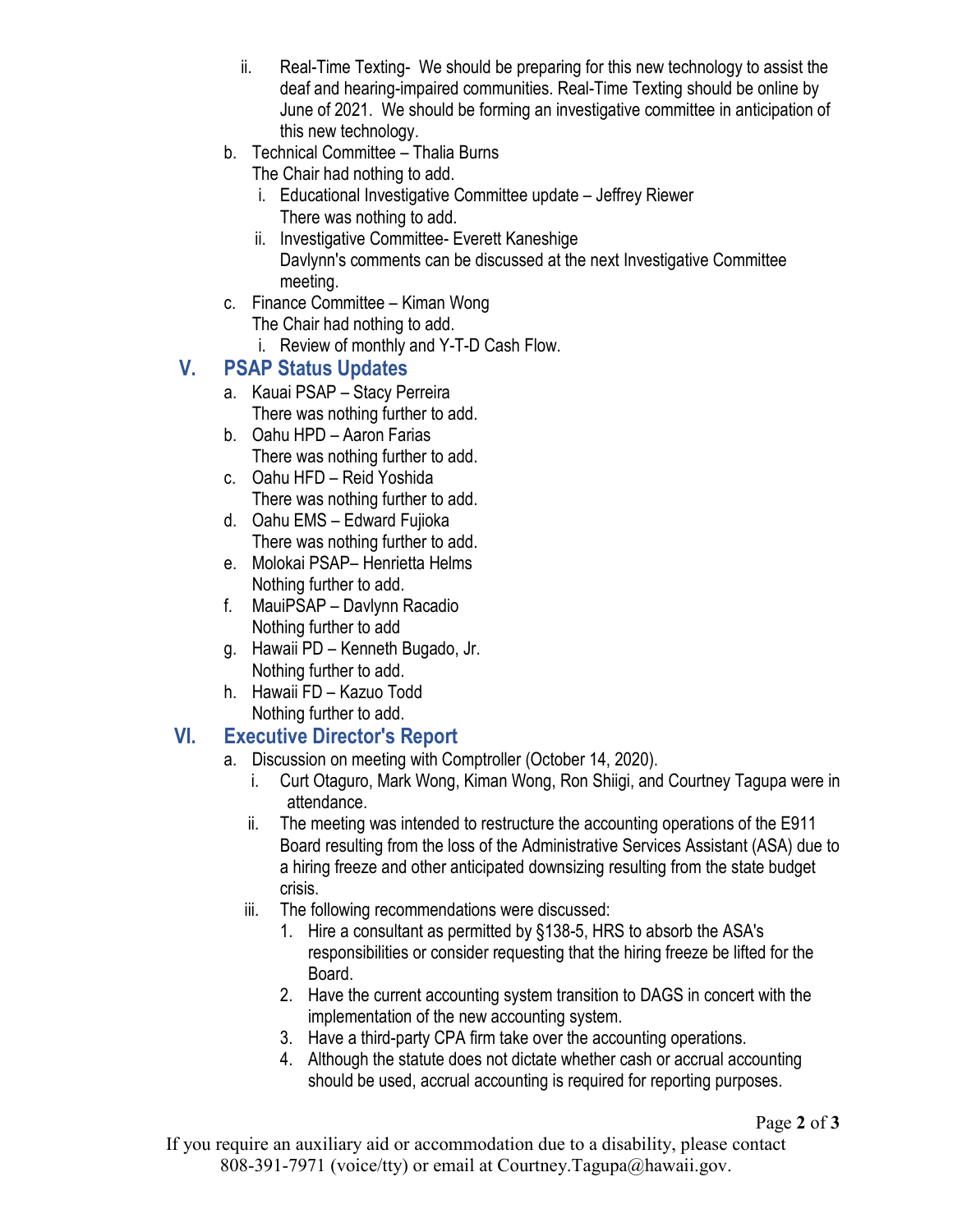ii. Real-Time Texting- We should be preparing for this new technology to assist the deaf and hearing-impaired communities. Real-Time Texting should be online by June of 2021. We should be forming an investigative committee in anticipation of this new technology.

b. Technical Committee – Thalia Burns
   The Chair had nothing to add.
   i. Educational Investigative Committee update – Jeffrey Riewer
      There was nothing to add.
   ii. Investigative Committee- Everett Kaneshige
      Davlynn's comments can be discussed at the next Investigative Committee meeting.

c. Finance Committee – Kiman Wong
   The Chair had nothing to add.
   i. Review of monthly and Y-T-D Cash Flow.

## V. PSAP Status Updates

a. Kauai PSAP – Stacy Perreira
   There was nothing further to add.

b. Oahu HPD – Aaron Farias
   There was nothing further to add.

c. Oahu HFD – Reid Yoshida
   There was nothing further to add.

d. Oahu EMS – Edward Fujioka
   There was nothing further to add.

e. Molokai PSAP– Henrietta Helms
   Nothing further to add.

f. MauiPSAP – Davlynn Racadio
   Nothing further to add

g. Hawaii PD – Kenneth Bugado, Jr.
   Nothing further to add.

h. Hawaii FD – Kazuo Todd
   Nothing further to add.

## VI. Executive Director's Report

a. Discussion on meeting with Comptroller (October 14, 2020).
   i. Curt Otaguro, Mark Wong, Kiman Wong, Ron Shiigi, and Courtney Tagupa were in attendance.
   ii. The meeting was intended to restructure the accounting operations of the E911 Board resulting from the loss of the Administrative Services Assistant (ASA) due to a hiring freeze and other anticipated downsizing resulting from the state budget crisis.
   iii. The following recommendations were discussed:
      1. Hire a consultant as permitted by §138-5, HRS to absorb the ASA's responsibilities or consider requesting that the hiring freeze be lifted for the Board.
      2. Have the current accounting system transition to DAGS in concert with the implementation of the new accounting system.
      3. Have a third-party CPA firm take over the accounting operations.
      4. Although the statute does not dictate whether cash or accrual accounting should be used, accrual accounting is required for reporting purposes.

If you require an auxiliary aid or accommodation due to a disability, please contact 808-391-7971 (voice/tty) or email at Courtney.Tagupa@hawaii.gov.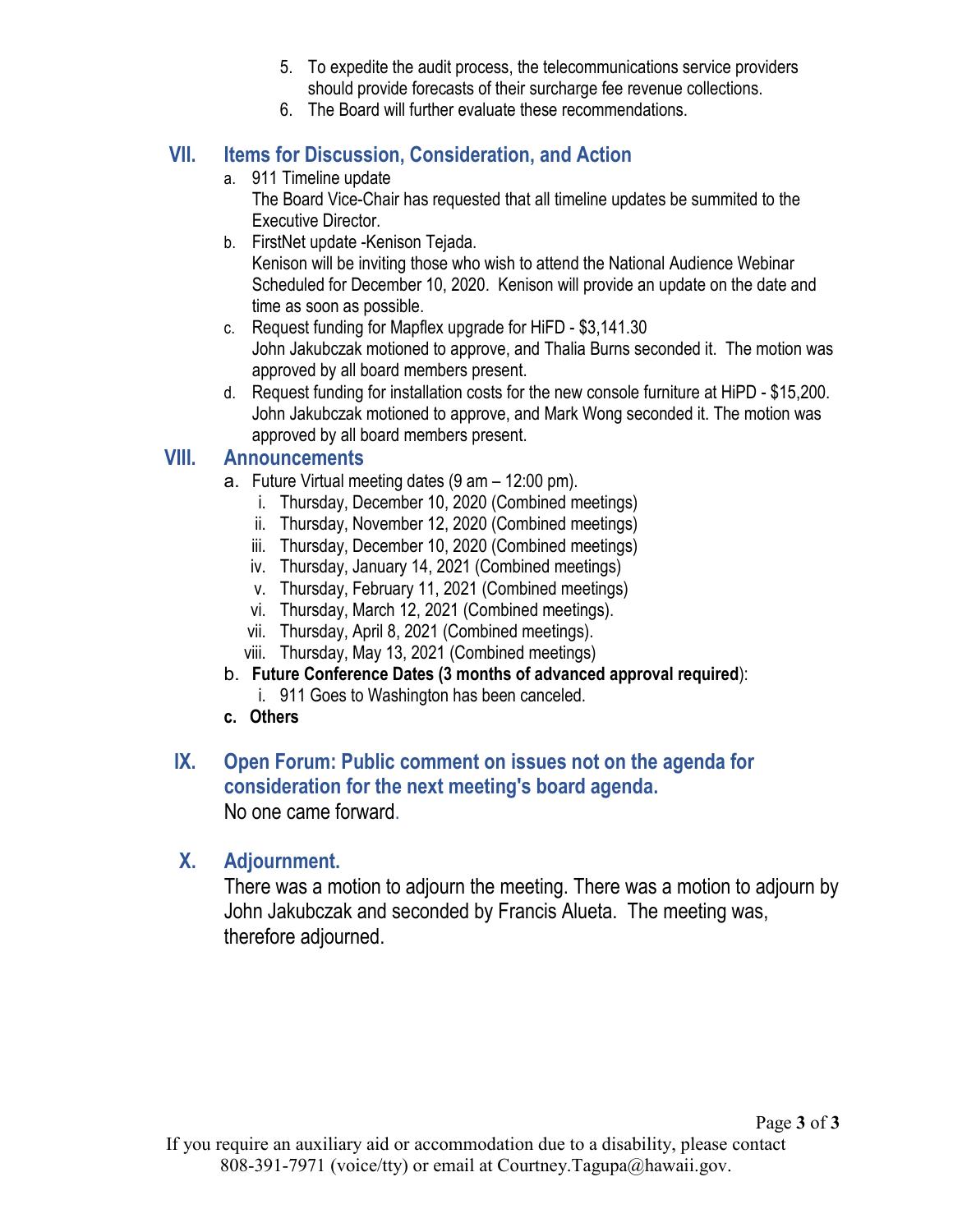5. To expedite the audit process, the telecommunications service providers should provide forecasts of their surcharge fee revenue collections.
6. The Board will further evaluate these recommendations.

## VII. Items for Discussion, Consideration, and Action

a. 911 Timeline update
   The Board Vice-Chair has requested that all timeline updates be summited to the Executive Director.
b. FirstNet update -Kenison Tejada.
   Kenison will be inviting those who wish to attend the National Audience Webinar Scheduled for December 10, 2020. Kenison will provide an update on the date and time as soon as possible.
c. Request funding for Mapflex upgrade for HiFD - $3,141.30
   John Jakubczak motioned to approve, and Thalia Burns seconded it. The motion was approved by all board members present.
d. Request funding for installation costs for the new console furniture at HiPD - $15,200.
   John Jakubczak motioned to approve, and Mark Wong seconded it. The motion was approved by all board members present.

## VIII. Announcements

a. Future Virtual meeting dates (9 am – 12:00 pm).
   i. Thursday, December 10, 2020 (Combined meetings)
   ii. Thursday, November 12, 2020 (Combined meetings)
   iii. Thursday, December 10, 2020 (Combined meetings)
   iv. Thursday, January 14, 2021 (Combined meetings)
   v. Thursday, February 11, 2021 (Combined meetings)
   vi. Thursday, March 12, 2021 (Combined meetings).
   vii. Thursday, April 8, 2021 (Combined meetings).
   viii. Thursday, May 13, 2021 (Combined meetings)
b. **Future Conference Dates (3 months of advanced approval required**):
   i. 911 Goes to Washington has been canceled.
c. **Others**

## IX. Open Forum: Public comment on issues not on the agenda for consideration for the next meeting's board agenda.

No one came forward.

## X. Adjournment.

There was a motion to adjourn the meeting. There was a motion to adjourn by John Jakubczak and seconded by Francis Alueta. The meeting was, therefore adjourned.

If you require an auxiliary aid or accommodation due to a disability, please contact 808-391-7971 (voice/tty) or email at Courtney.Tagupa@hawaii.gov.